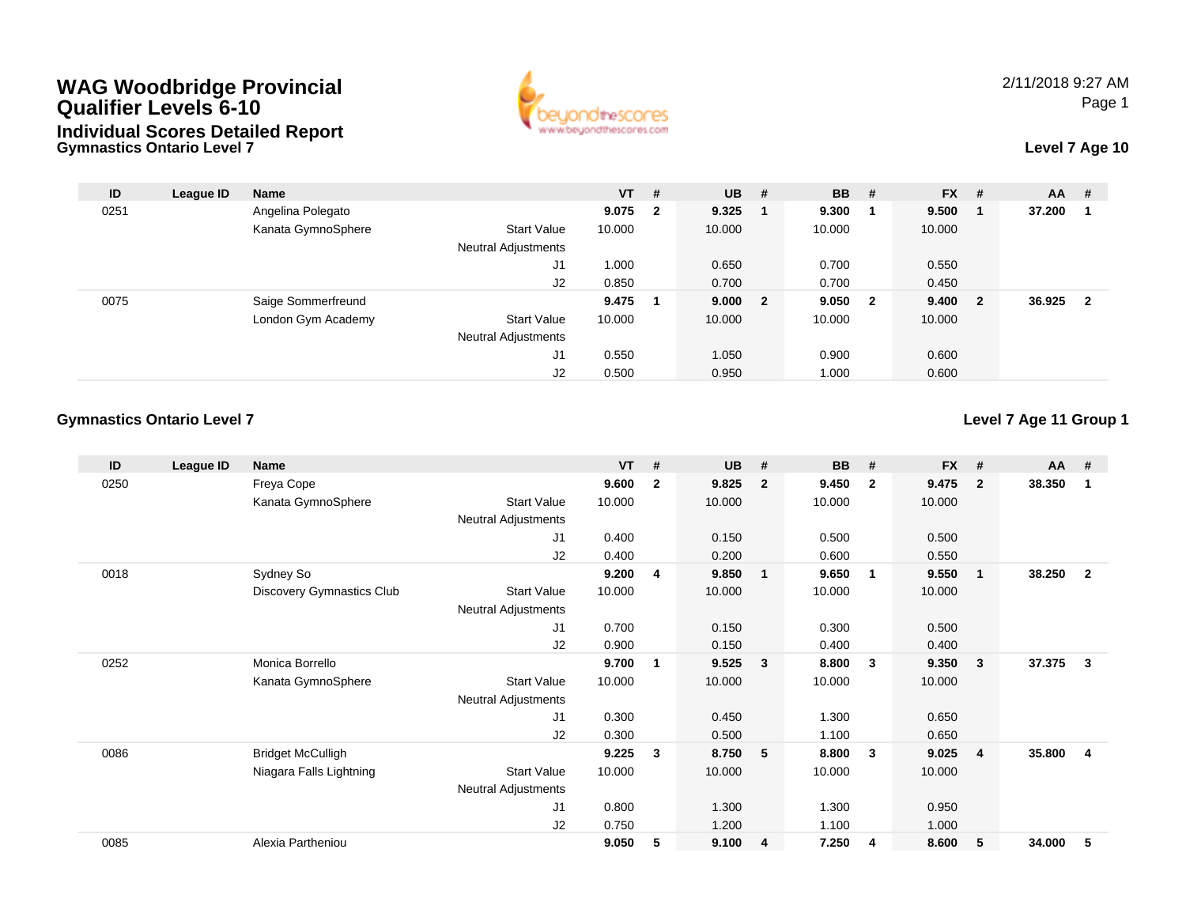# WAG Woodbridge Provincial Qualifier Levels 6-10

## Individual Scores Detailed Report

2/11/2018 9:27 AM

### Gymnastics Ontario Level 7

**Level 7 Age 10**

| ID | League ID | Name | | VT | # | UB | # | BB | # | FX | # | AA | # |
|---|---|---|---|---|---|---|---|---|---|---|---|---|---|
| 0251 | | Angelina Polegato | | **9.075** | **2** | **9.325** | **1** | **9.300** | **1** | **9.500** | **1** | **37.200** | **1** |
| | | Kanata GymnoSphere | Start Value | 10.000 | | 10.000 | | 10.000 | | 10.000 | | | |
| | | | Neutral Adjustments | | | | | | | | | | |
| | | | J1 | 1.000 | | 0.650 | | 0.700 | | 0.550 | | | |
| | | | J2 | 0.850 | | 0.700 | | 0.700 | | 0.450 | | | |
| 0075 | | Saige Sommerfreund | | **9.475** | **1** | **9.000** | **2** | **9.050** | **2** | **9.400** | **2** | **36.925** | **2** |
| | | London Gym Academy | Start Value | 10.000 | | 10.000 | | 10.000 | | 10.000 | | | |
| | | | Neutral Adjustments | | | | | | | | | | |
| | | | J1 | 0.550 | | 1.050 | | 0.900 | | 0.600 | | | |
| | | | J2 | 0.500 | | 0.950 | | 1.000 | | 0.600 | | | |

### Gymnastics Ontario Level 7

**Level 7 Age 11 Group 1**

| ID | League ID | Name | | VT | # | UB | # | BB | # | FX | # | AA | # |
|---|---|---|---|---|---|---|---|---|---|---|---|---|---|
| 0250 | | Freya Cope | | **9.600** | **2** | **9.825** | **2** | **9.450** | **2** | **9.475** | **2** | **38.350** | **1** |
| | | Kanata GymnoSphere | Start Value | 10.000 | | 10.000 | | 10.000 | | 10.000 | | | |
| | | | Neutral Adjustments | | | | | | | | | | |
| | | | J1 | 0.400 | | 0.150 | | 0.500 | | 0.500 | | | |
| | | | J2 | 0.400 | | 0.200 | | 0.600 | | 0.550 | | | |
| 0018 | | Sydney So | | **9.200** | **4** | **9.850** | **1** | **9.650** | **1** | **9.550** | **1** | **38.250** | **2** |
| | | Discovery Gymnastics Club | Start Value | 10.000 | | 10.000 | | 10.000 | | 10.000 | | | |
| | | | Neutral Adjustments | | | | | | | | | | |
| | | | J1 | 0.700 | | 0.150 | | 0.300 | | 0.500 | | | |
| | | | J2 | 0.900 | | 0.150 | | 0.400 | | 0.400 | | | |
| 0252 | | Monica Borrello | | **9.700** | **1** | **9.525** | **3** | **8.800** | **3** | **9.350** | **3** | **37.375** | **3** |
| | | Kanata GymnoSphere | Start Value | 10.000 | | 10.000 | | 10.000 | | 10.000 | | | |
| | | | Neutral Adjustments | | | | | | | | | | |
| | | | J1 | 0.300 | | 0.450 | | 1.300 | | 0.650 | | | |
| | | | J2 | 0.300 | | 0.500 | | 1.100 | | 0.650 | | | |
| 0086 | | Bridget McCulligh | | **9.225** | **3** | **8.750** | **5** | **8.800** | **3** | **9.025** | **4** | **35.800** | **4** |
| | | Niagara Falls Lightning | Start Value | 10.000 | | 10.000 | | 10.000 | | 10.000 | | | |
| | | | Neutral Adjustments | | | | | | | | | | |
| | | | J1 | 0.800 | | 1.300 | | 1.300 | | 0.950 | | | |
| | | | J2 | 0.750 | | 1.200 | | 1.100 | | 1.000 | | | |
| 0085 | | Alexia Partheniou | | **9.050** | **5** | **9.100** | **4** | **7.250** | **4** | **8.600** | **5** | **34.000** | **5** |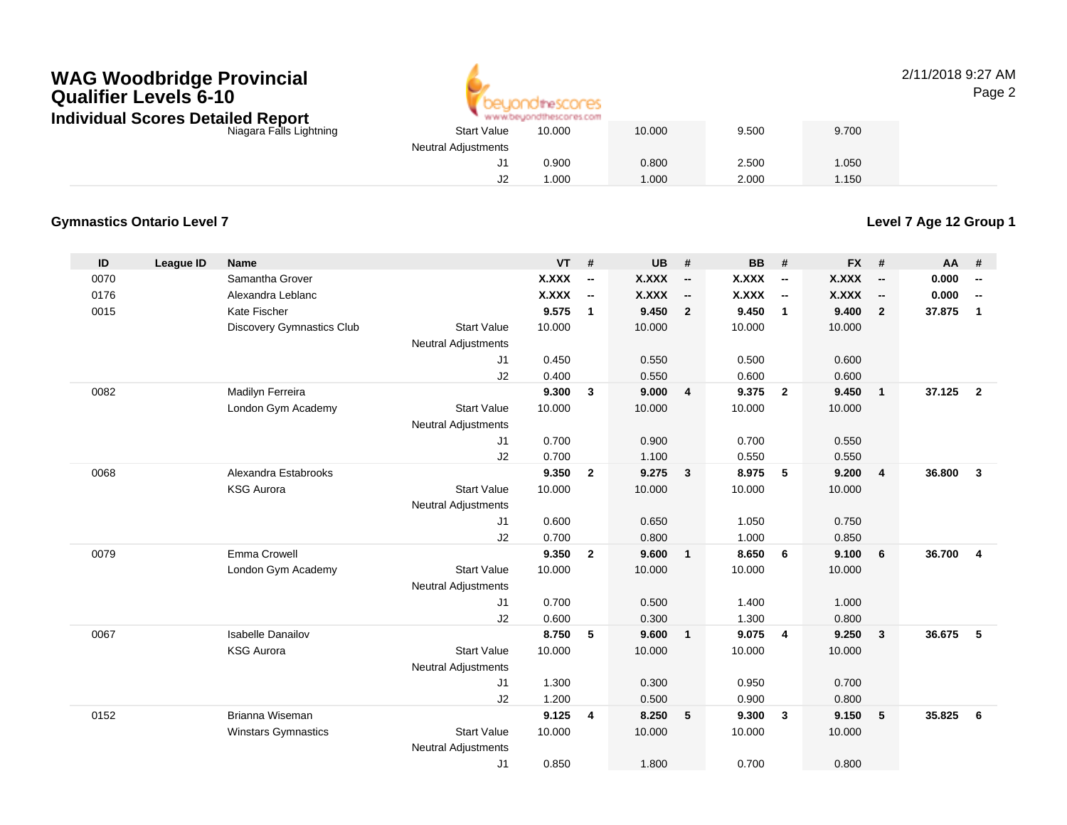| | | | | | | | | | | | | | | |
|---|---|---|---|---|---|---|---|---|---|---|---|---|---|---|
| | | Niagara Falls Lightning | Start Value | 10.000 | | 10.000 | | 9.500 | | 9.700 | | | | |
| | | | Neutral Adjustments | | | | | | | | | | | |
| | | | J1 | 0.900 | | 0.800 | | 2.500 | | 1.050 | | | | |
| | | | J2 | 1.000 | | 1.000 | | 2.000 | | 1.150 | | | | |

**Gymnastics Ontario Level 7**

**Level 7 Age 12 Group 1**

| ID | League ID | Name | | VT | # | UB | # | BB | # | FX | # | AA | # |
|---|---|---|---|---|---|---|---|---|---|---|---|---|---|
| 0070 | | Samantha Grover | | **X.XXX** | **--** | **X.XXX** | **--** | **X.XXX** | **--** | **X.XXX** | **--** | **0.000** | **--** |
| 0176 | | Alexandra Leblanc | | **X.XXX** | **--** | **X.XXX** | **--** | **X.XXX** | **--** | **X.XXX** | **--** | **0.000** | **--** |
| 0015 | | Kate Fischer | | **9.575** | **1** | **9.450** | **2** | **9.450** | **1** | **9.400** | **2** | **37.875** | **1** |
| | | Discovery Gymnastics Club | Start Value | 10.000 | | 10.000 | | 10.000 | | 10.000 | | | |
| | | | Neutral Adjustments | | | | | | | | | | |
| | | | J1 | 0.450 | | 0.550 | | 0.500 | | 0.600 | | | |
| | | | J2 | 0.400 | | 0.550 | | 0.600 | | 0.600 | | | |
| 0082 | | Madilyn Ferreira | | **9.300** | **3** | **9.000** | **4** | **9.375** | **2** | **9.450** | **1** | **37.125** | **2** |
| | | London Gym Academy | Start Value | 10.000 | | 10.000 | | 10.000 | | 10.000 | | | |
| | | | Neutral Adjustments | | | | | | | | | | |
| | | | J1 | 0.700 | | 0.900 | | 0.700 | | 0.550 | | | |
| | | | J2 | 0.700 | | 1.100 | | 0.550 | | 0.550 | | | |
| 0068 | | Alexandra Estabrooks | | **9.350** | **2** | **9.275** | **3** | **8.975** | **5** | **9.200** | **4** | **36.800** | **3** |
| | | KSG Aurora | Start Value | 10.000 | | 10.000 | | 10.000 | | 10.000 | | | |
| | | | Neutral Adjustments | | | | | | | | | | |
| | | | J1 | 0.600 | | 0.650 | | 1.050 | | 0.750 | | | |
| | | | J2 | 0.700 | | 0.800 | | 1.000 | | 0.850 | | | |
| 0079 | | Emma Crowell | | **9.350** | **2** | **9.600** | **1** | **8.650** | **6** | **9.100** | **6** | **36.700** | **4** |
| | | London Gym Academy | Start Value | 10.000 | | 10.000 | | 10.000 | | 10.000 | | | |
| | | | Neutral Adjustments | | | | | | | | | | |
| | | | J1 | 0.700 | | 0.500 | | 1.400 | | 1.000 | | | |
| | | | J2 | 0.600 | | 0.300 | | 1.300 | | 0.800 | | | |
| 0067 | | Isabelle Danailov | | **8.750** | **5** | **9.600** | **1** | **9.075** | **4** | **9.250** | **3** | **36.675** | **5** |
| | | KSG Aurora | Start Value | 10.000 | | 10.000 | | 10.000 | | 10.000 | | | |
| | | | Neutral Adjustments | | | | | | | | | | |
| | | | J1 | 1.300 | | 0.300 | | 0.950 | | 0.700 | | | |
| | | | J2 | 1.200 | | 0.500 | | 0.900 | | 0.800 | | | |
| 0152 | | Brianna Wiseman | | **9.125** | **4** | **8.250** | **5** | **9.300** | **3** | **9.150** | **5** | **35.825** | **6** |
| | | Winstars Gymnastics | Start Value | 10.000 | | 10.000 | | 10.000 | | 10.000 | | | |
| | | | Neutral Adjustments | | | | | | | | | | |
| | | | J1 | 0.850 | | 1.800 | | 0.700 | | 0.800 | | | |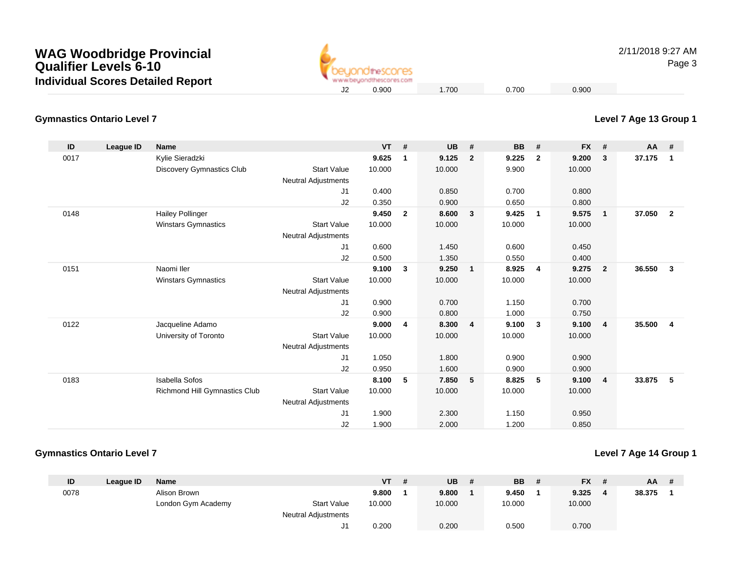# WAG Woodbridge Provincial Qualifier Levels 6-10

## Individual Scores Detailed Report

| | | | | | | | |
|---|---|---|---|---|---|---|---|
| J2 | 0.900 | | 1.700 | | 0.700 | | 0.900 |

### Gymnastics Ontario Level 7

### Level 7 Age 13 Group 1

| ID | League ID | Name | | VT | # | UB | # | BB | # | FX | # | AA | # |
|---|---|---|---|---|---|---|---|---|---|---|---|---|---|
| 0017 | | Kylie Sieradzki | | **9.625** | **1** | **9.125** | **2** | **9.225** | **2** | **9.200** | **3** | **37.175** | **1** |
| | | Discovery Gymnastics Club | Start Value | 10.000 | | 10.000 | | 9.900 | | 10.000 | | | |
| | | | Neutral Adjustments | | | | | | | | | | |
| | | | J1 | 0.400 | | 0.850 | | 0.700 | | 0.800 | | | |
| | | | J2 | 0.350 | | 0.900 | | 0.650 | | 0.800 | | | |
| 0148 | | Hailey Pollinger | | **9.450** | **2** | **8.600** | **3** | **9.425** | **1** | **9.575** | **1** | **37.050** | **2** |
| | | Winstars Gymnastics | Start Value | 10.000 | | 10.000 | | 10.000 | | 10.000 | | | |
| | | | Neutral Adjustments | | | | | | | | | | |
| | | | J1 | 0.600 | | 1.450 | | 0.600 | | 0.450 | | | |
| | | | J2 | 0.500 | | 1.350 | | 0.550 | | 0.400 | | | |
| 0151 | | Naomi Iler | | **9.100** | **3** | **9.250** | **1** | **8.925** | **4** | **9.275** | **2** | **36.550** | **3** |
| | | Winstars Gymnastics | Start Value | 10.000 | | 10.000 | | 10.000 | | 10.000 | | | |
| | | | Neutral Adjustments | | | | | | | | | | |
| | | | J1 | 0.900 | | 0.700 | | 1.150 | | 0.700 | | | |
| | | | J2 | 0.900 | | 0.800 | | 1.000 | | 0.750 | | | |
| 0122 | | Jacqueline Adamo | | **9.000** | **4** | **8.300** | **4** | **9.100** | **3** | **9.100** | **4** | **35.500** | **4** |
| | | University of Toronto | Start Value | 10.000 | | 10.000 | | 10.000 | | 10.000 | | | |
| | | | Neutral Adjustments | | | | | | | | | | |
| | | | J1 | 1.050 | | 1.800 | | 0.900 | | 0.900 | | | |
| | | | J2 | 0.950 | | 1.600 | | 0.900 | | 0.900 | | | |
| 0183 | | Isabella Sofos | | **8.100** | **5** | **7.850** | **5** | **8.825** | **5** | **9.100** | **4** | **33.875** | **5** |
| | | Richmond Hill Gymnastics Club | Start Value | 10.000 | | 10.000 | | 10.000 | | 10.000 | | | |
| | | | Neutral Adjustments | | | | | | | | | | |
| | | | J1 | 1.900 | | 2.300 | | 1.150 | | 0.950 | | | |
| | | | J2 | 1.900 | | 2.000 | | 1.200 | | 0.850 | | | |

### Gymnastics Ontario Level 7

### Level 7 Age 14 Group 1

| ID | League ID | Name | | VT | # | UB | # | BB | # | FX | # | AA | # |
|---|---|---|---|---|---|---|---|---|---|---|---|---|---|
| 0078 | | Alison Brown | | **9.800** | **1** | **9.800** | **1** | **9.450** | **1** | **9.325** | **4** | **38.375** | **1** |
| | | London Gym Academy | Start Value | 10.000 | | 10.000 | | 10.000 | | 10.000 | | | |
| | | | Neutral Adjustments | | | | | | | | | | |
| | | | J1 | 0.200 | | 0.200 | | 0.500 | | 0.700 | | | |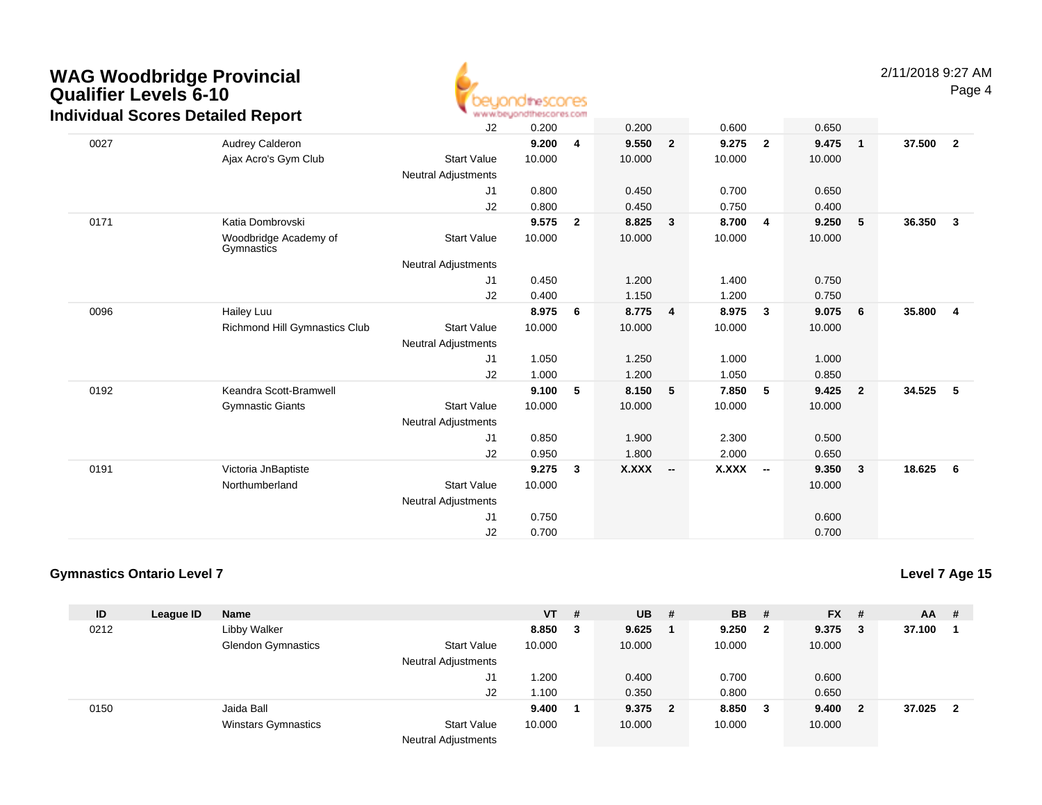# WAG Woodbridge Provincial Qualifier Levels 6-10

## Individual Scores Detailed Report

2/11/2018 9:27 AM

| | | | | | | | | | | | | | | |
|---|---|---|---|---|---|---|---|---|---|---|---|---|---|---|
| | | | J2 | 0.200 | | 0.200 | | 0.600 | | 0.650 | | | |
| 0027 | | Audrey Calderon | | **9.200** | **4** | **9.550** | **2** | **9.275** | **2** | **9.475** | **1** | **37.500** | **2** |
| | | Ajax Acro's Gym Club | Start Value | 10.000 | | 10.000 | | 10.000 | | 10.000 | | | |
| | | | Neutral Adjustments | | | | | | | | | | |
| | | | J1 | 0.800 | | 0.450 | | 0.700 | | 0.650 | | | |
| | | | J2 | 0.800 | | 0.450 | | 0.750 | | 0.400 | | | |
| 0171 | | Katia Dombrovski | | **9.575** | **2** | **8.825** | **3** | **8.700** | **4** | **9.250** | **5** | **36.350** | **3** |
| | | Woodbridge Academy of Gymnastics | Start Value | 10.000 | | 10.000 | | 10.000 | | 10.000 | | | |
| | | | Neutral Adjustments | | | | | | | | | | |
| | | | J1 | 0.450 | | 1.200 | | 1.400 | | 0.750 | | | |
| | | | J2 | 0.400 | | 1.150 | | 1.200 | | 0.750 | | | |
| 0096 | | Hailey Luu | | **8.975** | **6** | **8.775** | **4** | **8.975** | **3** | **9.075** | **6** | **35.800** | **4** |
| | | Richmond Hill Gymnastics Club | Start Value | 10.000 | | 10.000 | | 10.000 | | 10.000 | | | |
| | | | Neutral Adjustments | | | | | | | | | | |
| | | | J1 | 1.050 | | 1.250 | | 1.000 | | 1.000 | | | |
| | | | J2 | 1.000 | | 1.200 | | 1.050 | | 0.850 | | | |
| 0192 | | Keandra Scott-Bramwell | | **9.100** | **5** | **8.150** | **5** | **7.850** | **5** | **9.425** | **2** | **34.525** | **5** |
| | | Gymnastic Giants | Start Value | 10.000 | | 10.000 | | 10.000 | | 10.000 | | | |
| | | | Neutral Adjustments | | | | | | | | | | |
| | | | J1 | 0.850 | | 1.900 | | 2.300 | | 0.500 | | | |
| | | | J2 | 0.950 | | 1.800 | | 2.000 | | 0.650 | | | |
| 0191 | | Victoria JnBaptiste | | **9.275** | **3** | **X.XXX** | **--** | **X.XXX** | **--** | **9.350** | **3** | **18.625** | **6** |
| | | Northumberland | Start Value | 10.000 | | | | | | 10.000 | | | |
| | | | Neutral Adjustments | | | | | | | | | | |
| | | | J1 | 0.750 | | | | | | 0.600 | | | |
| | | | J2 | 0.700 | | | | | | 0.700 | | | |

### Gymnastics Ontario Level 7

**Level 7 Age 15**

| ID | League ID | Name | | VT | # | UB | # | BB | # | FX | # | AA | # |
|---|---|---|---|---|---|---|---|---|---|---|---|---|---|
| 0212 | | Libby Walker | | **8.850** | **3** | **9.625** | **1** | **9.250** | **2** | **9.375** | **3** | **37.100** | **1** |
| | | Glendon Gymnastics | Start Value | 10.000 | | 10.000 | | 10.000 | | 10.000 | | | |
| | | | Neutral Adjustments | | | | | | | | | | |
| | | | J1 | 1.200 | | 0.400 | | 0.700 | | 0.600 | | | |
| | | | J2 | 1.100 | | 0.350 | | 0.800 | | 0.650 | | | |
| 0150 | | Jaida Ball | | **9.400** | **1** | **9.375** | **2** | **8.850** | **3** | **9.400** | **2** | **37.025** | **2** |
| | | Winstars Gymnastics | Start Value | 10.000 | | 10.000 | | 10.000 | | 10.000 | | | |
| | | | Neutral Adjustments | | | | | | | | | | |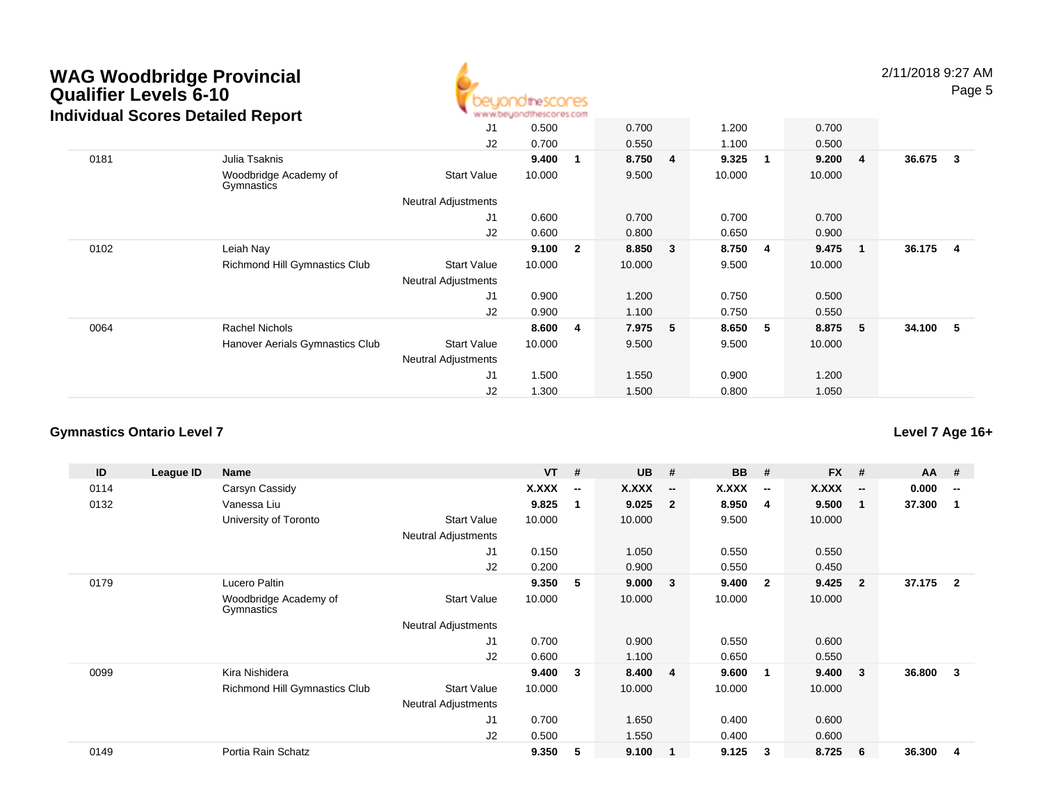# WAG Woodbridge Provincial Qualifier Levels 6-10

## Individual Scores Detailed Report

| ID | League ID | Name | | VT | # | UB | # | BB | # | FX | # | AA | # |
|---|---|---|---|---|---|---|---|---|---|---|---|---|---|
| | | | J1 | 0.500 | | 0.700 | | 1.200 | | 0.700 | | | |
| | | | J2 | 0.700 | | 0.550 | | 1.100 | | 0.500 | | | |
| 0181 | | Julia Tsaknis | | **9.400** | **1** | **8.750** | **4** | **9.325** | **1** | **9.200** | **4** | **36.675** | **3** |
| | | Woodbridge Academy of Gymnastics | Start Value | 10.000 | | 9.500 | | 10.000 | | 10.000 | | | |
| | | | Neutral Adjustments | | | | | | | | | | |
| | | | J1 | 0.600 | | 0.700 | | 0.700 | | 0.700 | | | |
| | | | J2 | 0.600 | | 0.800 | | 0.650 | | 0.900 | | | |
| 0102 | | Leiah Nay | | **9.100** | **2** | **8.850** | **3** | **8.750** | **4** | **9.475** | **1** | **36.175** | **4** |
| | | Richmond Hill Gymnastics Club | Start Value | 10.000 | | 10.000 | | 9.500 | | 10.000 | | | |
| | | | Neutral Adjustments | | | | | | | | | | |
| | | | J1 | 0.900 | | 1.200 | | 0.750 | | 0.500 | | | |
| | | | J2 | 0.900 | | 1.100 | | 0.750 | | 0.550 | | | |
| 0064 | | Rachel Nichols | | **8.600** | **4** | **7.975** | **5** | **8.650** | **5** | **8.875** | **5** | **34.100** | **5** |
| | | Hanover Aerials Gymnastics Club | Start Value | 10.000 | | 9.500 | | 9.500 | | 10.000 | | | |
| | | | Neutral Adjustments | | | | | | | | | | |
| | | | J1 | 1.500 | | 1.550 | | 0.900 | | 1.200 | | | |
| | | | J2 | 1.300 | | 1.500 | | 0.800 | | 1.050 | | | |

### Gymnastics Ontario Level 7

### Level 7 Age 16+

| ID | League ID | Name | | VT | # | UB | # | BB | # | FX | # | AA | # |
|---|---|---|---|---|---|---|---|---|---|---|---|---|---|
| 0114 | | Carsyn Cassidy | | **X.XXX** | **--** | **X.XXX** | **--** | **X.XXX** | **--** | **X.XXX** | **--** | **0.000** | **--** |
| 0132 | | Vanessa Liu | | **9.825** | **1** | **9.025** | **2** | **8.950** | **4** | **9.500** | **1** | **37.300** | **1** |
| | | University of Toronto | Start Value | 10.000 | | 10.000 | | 9.500 | | 10.000 | | | |
| | | | Neutral Adjustments | | | | | | | | | | |
| | | | J1 | 0.150 | | 1.050 | | 0.550 | | 0.550 | | | |
| | | | J2 | 0.200 | | 0.900 | | 0.550 | | 0.450 | | | |
| 0179 | | Lucero Paltin | | **9.350** | **5** | **9.000** | **3** | **9.400** | **2** | **9.425** | **2** | **37.175** | **2** |
| | | Woodbridge Academy of Gymnastics | Start Value | 10.000 | | 10.000 | | 10.000 | | 10.000 | | | |
| | | | Neutral Adjustments | | | | | | | | | | |
| | | | J1 | 0.700 | | 0.900 | | 0.550 | | 0.600 | | | |
| | | | J2 | 0.600 | | 1.100 | | 0.650 | | 0.550 | | | |
| 0099 | | Kira Nishidera | | **9.400** | **3** | **8.400** | **4** | **9.600** | **1** | **9.400** | **3** | **36.800** | **3** |
| | | Richmond Hill Gymnastics Club | Start Value | 10.000 | | 10.000 | | 10.000 | | 10.000 | | | |
| | | | Neutral Adjustments | | | | | | | | | | |
| | | | J1 | 0.700 | | 1.650 | | 0.400 | | 0.600 | | | |
| | | | J2 | 0.500 | | 1.550 | | 0.400 | | 0.600 | | | |
| 0149 | | Portia Rain Schatz | | **9.350** | **5** | **9.100** | **1** | **9.125** | **3** | **8.725** | **6** | **36.300** | **4** |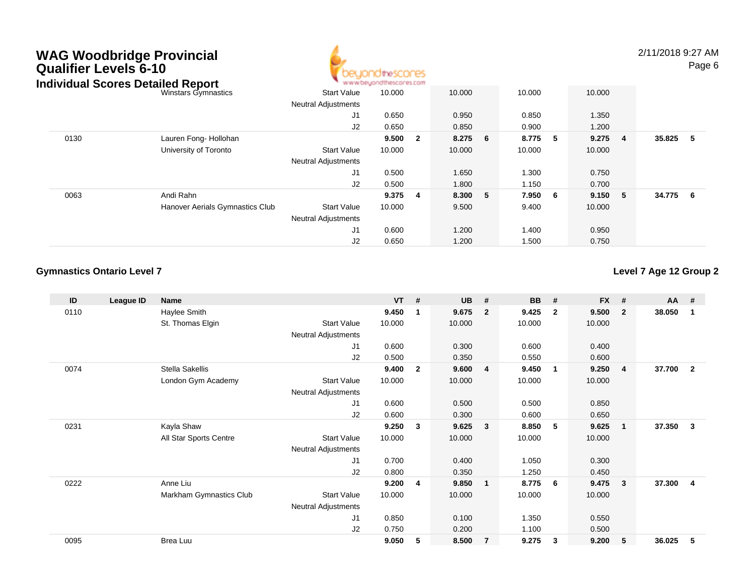# WAG Woodbridge Provincial Qualifier Levels 6-10

## Individual Scores Detailed Report

| ID | League ID | Name | | VT | # | UB | # | BB | # | FX | # | AA | # |
|---|---|---|---|---|---|---|---|---|---|---|---|---|---|
| | | Winstars Gymnastics | Start Value | 10.000 | | 10.000 | | 10.000 | | 10.000 | | | |
| | | | Neutral Adjustments | | | | | | | | | | |
| | | | J1 | 0.650 | | 0.950 | | 0.850 | | 1.350 | | | |
| | | | J2 | 0.650 | | 0.850 | | 0.900 | | 1.200 | | | |
| 0130 | | Lauren Fong- Hollohan | | **9.500** | **2** | **8.275** | **6** | **8.775** | **5** | **9.275** | **4** | **35.825** | **5** |
| | | University of Toronto | Start Value | 10.000 | | 10.000 | | 10.000 | | 10.000 | | | |
| | | | Neutral Adjustments | | | | | | | | | | |
| | | | J1 | 0.500 | | 1.650 | | 1.300 | | 0.750 | | | |
| | | | J2 | 0.500 | | 1.800 | | 1.150 | | 0.700 | | | |
| 0063 | | Andi Rahn | | **9.375** | **4** | **8.300** | **5** | **7.950** | **6** | **9.150** | **5** | **34.775** | **6** |
| | | Hanover Aerials Gymnastics Club | Start Value | 10.000 | | 9.500 | | 9.400 | | 10.000 | | | |
| | | | Neutral Adjustments | | | | | | | | | | |
| | | | J1 | 0.600 | | 1.200 | | 1.400 | | 0.950 | | | |
| | | | J2 | 0.650 | | 1.200 | | 1.500 | | 0.750 | | | |

### Gymnastics Ontario Level 7

### Level 7 Age 12 Group 2

| ID | League ID | Name | | VT | # | UB | # | BB | # | FX | # | AA | # |
|---|---|---|---|---|---|---|---|---|---|---|---|---|---|
| 0110 | | Haylee Smith | | **9.450** | **1** | **9.675** | **2** | **9.425** | **2** | **9.500** | **2** | **38.050** | **1** |
| | | St. Thomas Elgin | Start Value | 10.000 | | 10.000 | | 10.000 | | 10.000 | | | |
| | | | Neutral Adjustments | | | | | | | | | | |
| | | | J1 | 0.600 | | 0.300 | | 0.600 | | 0.400 | | | |
| | | | J2 | 0.500 | | 0.350 | | 0.550 | | 0.600 | | | |
| 0074 | | Stella Sakellis | | **9.400** | **2** | **9.600** | **4** | **9.450** | **1** | **9.250** | **4** | **37.700** | **2** |
| | | London Gym Academy | Start Value | 10.000 | | 10.000 | | 10.000 | | 10.000 | | | |
| | | | Neutral Adjustments | | | | | | | | | | |
| | | | J1 | 0.600 | | 0.500 | | 0.500 | | 0.850 | | | |
| | | | J2 | 0.600 | | 0.300 | | 0.600 | | 0.650 | | | |
| 0231 | | Kayla Shaw | | **9.250** | **3** | **9.625** | **3** | **8.850** | **5** | **9.625** | **1** | **37.350** | **3** |
| | | All Star Sports Centre | Start Value | 10.000 | | 10.000 | | 10.000 | | 10.000 | | | |
| | | | Neutral Adjustments | | | | | | | | | | |
| | | | J1 | 0.700 | | 0.400 | | 1.050 | | 0.300 | | | |
| | | | J2 | 0.800 | | 0.350 | | 1.250 | | 0.450 | | | |
| 0222 | | Anne Liu | | **9.200** | **4** | **9.850** | **1** | **8.775** | **6** | **9.475** | **3** | **37.300** | **4** |
| | | Markham Gymnastics Club | Start Value | 10.000 | | 10.000 | | 10.000 | | 10.000 | | | |
| | | | Neutral Adjustments | | | | | | | | | | |
| | | | J1 | 0.850 | | 0.100 | | 1.350 | | 0.550 | | | |
| | | | J2 | 0.750 | | 0.200 | | 1.100 | | 0.500 | | | |
| 0095 | | Brea Luu | | **9.050** | **5** | **8.500** | **7** | **9.275** | **3** | **9.200** | **5** | **36.025** | **5** |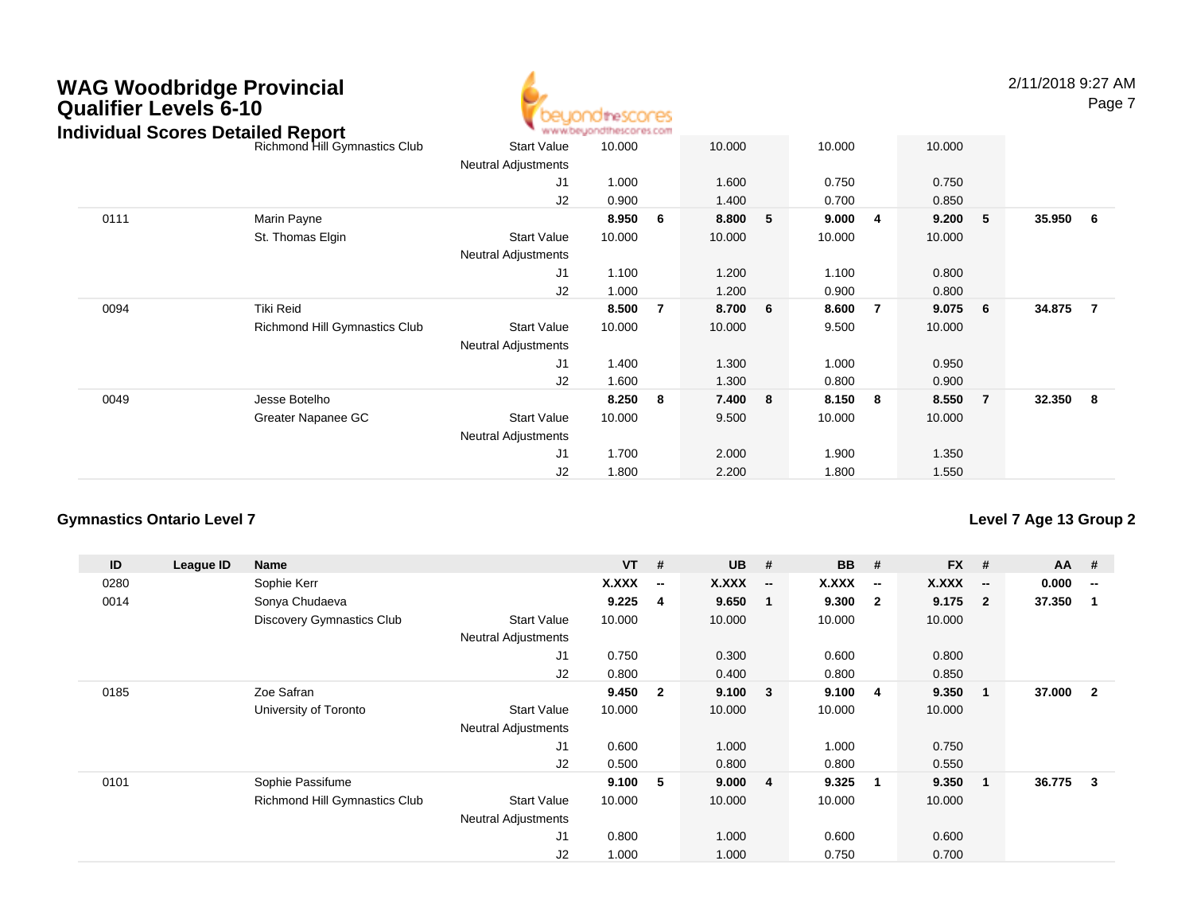# WAG Woodbridge Provincial Qualifier Levels 6-10

## Individual Scores Detailed Report

| | | | | | | | | | | | | | | |
|---|---|---|---|---|---|---|---|---|---|---|---|---|---|---|
| | | Richmond Hill Gymnastics Club | Start Value | 10.000 | | 10.000 | | 10.000 | | 10.000 | | | |
| | | | Neutral Adjustments | | | | | | | | | | |
| | | | J1 | 1.000 | | 1.600 | | 0.750 | | 0.750 | | | |
| | | | J2 | 0.900 | | 1.400 | | 0.700 | | 0.850 | | | |
| 0111 | | Marin Payne | | 8.950 | 6 | 8.800 | 5 | 9.000 | 4 | 9.200 | 5 | 35.950 | 6 |
| | | St. Thomas Elgin | Start Value | 10.000 | | 10.000 | | 10.000 | | 10.000 | | | |
| | | | Neutral Adjustments | | | | | | | | | | |
| | | | J1 | 1.100 | | 1.200 | | 1.100 | | 0.800 | | | |
| | | | J2 | 1.000 | | 1.200 | | 0.900 | | 0.800 | | | |
| 0094 | | Tiki Reid | | 8.500 | 7 | 8.700 | 6 | 8.600 | 7 | 9.075 | 6 | 34.875 | 7 |
| | | Richmond Hill Gymnastics Club | Start Value | 10.000 | | 10.000 | | 9.500 | | 10.000 | | | |
| | | | Neutral Adjustments | | | | | | | | | | |
| | | | J1 | 1.400 | | 1.300 | | 1.000 | | 0.950 | | | |
| | | | J2 | 1.600 | | 1.300 | | 0.800 | | 0.900 | | | |
| 0049 | | Jesse Botelho | | 8.250 | 8 | 7.400 | 8 | 8.150 | 8 | 8.550 | 7 | 32.350 | 8 |
| | | Greater Napanee GC | Start Value | 10.000 | | 9.500 | | 10.000 | | 10.000 | | | |
| | | | Neutral Adjustments | | | | | | | | | | |
| | | | J1 | 1.700 | | 2.000 | | 1.900 | | 1.350 | | | |
| | | | J2 | 1.800 | | 2.200 | | 1.800 | | 1.550 | | | |

### Gymnastics Ontario Level 7

### Level 7 Age 13 Group 2

| ID | League ID | Name | | VT | # | UB | # | BB | # | FX | # | AA | # |
|---|---|---|---|---|---|---|---|---|---|---|---|---|---|
| 0280 | | Sophie Kerr | | X.XXX | -- | X.XXX | -- | X.XXX | -- | X.XXX | -- | 0.000 | -- |
| 0014 | | Sonya Chudaeva | | 9.225 | 4 | 9.650 | 1 | 9.300 | 2 | 9.175 | 2 | 37.350 | 1 |
| | | Discovery Gymnastics Club | Start Value | 10.000 | | 10.000 | | 10.000 | | 10.000 | | | |
| | | | Neutral Adjustments | | | | | | | | | | |
| | | | J1 | 0.750 | | 0.300 | | 0.600 | | 0.800 | | | |
| | | | J2 | 0.800 | | 0.400 | | 0.800 | | 0.850 | | | |
| 0185 | | Zoe Safran | | 9.450 | 2 | 9.100 | 3 | 9.100 | 4 | 9.350 | 1 | 37.000 | 2 |
| | | University of Toronto | Start Value | 10.000 | | 10.000 | | 10.000 | | 10.000 | | | |
| | | | Neutral Adjustments | | | | | | | | | | |
| | | | J1 | 0.600 | | 1.000 | | 1.000 | | 0.750 | | | |
| | | | J2 | 0.500 | | 0.800 | | 0.800 | | 0.550 | | | |
| 0101 | | Sophie Passifume | | 9.100 | 5 | 9.000 | 4 | 9.325 | 1 | 9.350 | 1 | 36.775 | 3 |
| | | Richmond Hill Gymnastics Club | Start Value | 10.000 | | 10.000 | | 10.000 | | 10.000 | | | |
| | | | Neutral Adjustments | | | | | | | | | | |
| | | | J1 | 0.800 | | 1.000 | | 0.600 | | 0.600 | | | |
| | | | J2 | 1.000 | | 1.000 | | 0.750 | | 0.700 | | | |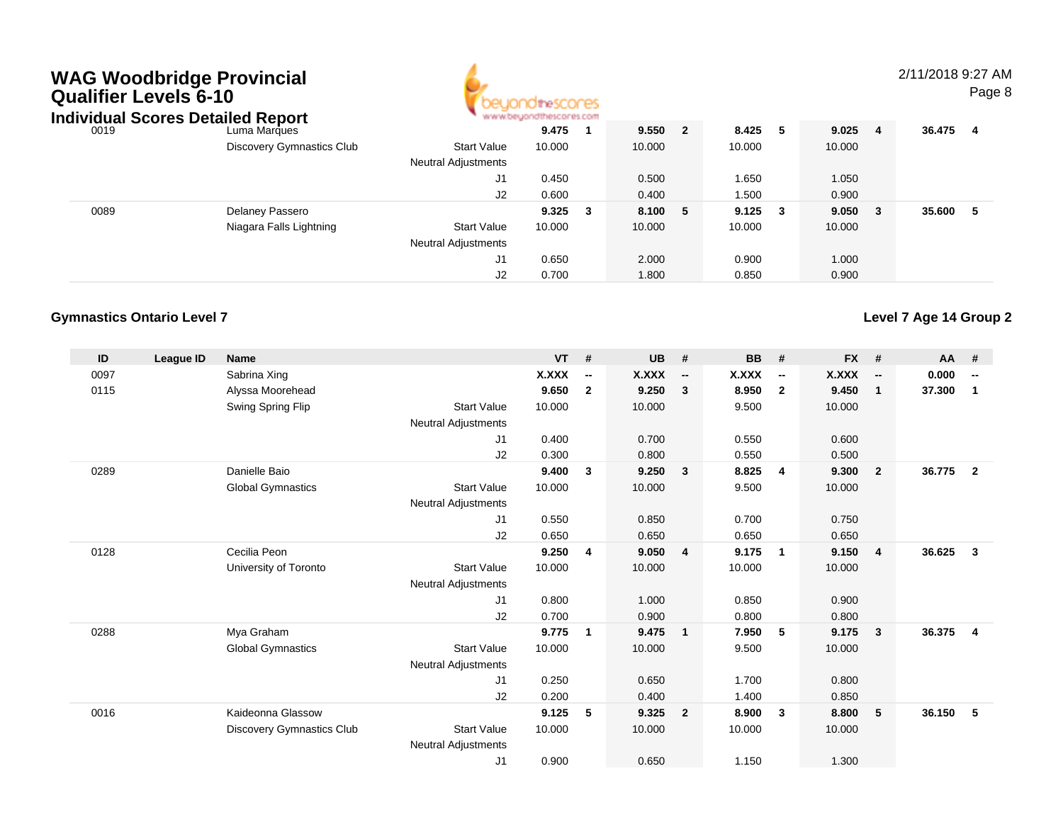| ID | League ID | Name | | VT | # | UB | # | BB | # | FX | # | AA | # |
|---|---|---|---|---|---|---|---|---|---|---|---|---|---|
| 0019 | | Luma Marques | | **9.475** | **1** | **9.550** | **2** | **8.425** | **5** | **9.025** | **4** | **36.475** | **4** |
| | | Discovery Gymnastics Club | Start Value | 10.000 | | 10.000 | | 10.000 | | 10.000 | | | |
| | | | Neutral Adjustments | | | | | | | | | | |
| | | | J1 | 0.450 | | 0.500 | | 1.650 | | 1.050 | | | |
| | | | J2 | 0.600 | | 0.400 | | 1.500 | | 0.900 | | | |
| 0089 | | Delaney Passero | | **9.325** | **3** | **8.100** | **5** | **9.125** | **3** | **9.050** | **3** | **35.600** | **5** |
| | | Niagara Falls Lightning | Start Value | 10.000 | | 10.000 | | 10.000 | | 10.000 | | | |
| | | | Neutral Adjustments | | | | | | | | | | |
| | | | J1 | 0.650 | | 2.000 | | 0.900 | | 1.000 | | | |
| | | | J2 | 0.700 | | 1.800 | | 0.850 | | 0.900 | | | |

**Gymnastics Ontario Level 7**

**Level 7 Age 14 Group 2**

| ID | League ID | Name | | VT | # | UB | # | BB | # | FX | # | AA | # |
|---|---|---|---|---|---|---|---|---|---|---|---|---|---|
| 0097 | | Sabrina Xing | | **X.XXX** | **--** | **X.XXX** | **--** | **X.XXX** | **--** | **X.XXX** | **--** | **0.000** | **--** |
| 0115 | | Alyssa Moorehead | | **9.650** | **2** | **9.250** | **3** | **8.950** | **2** | **9.450** | **1** | **37.300** | **1** |
| | | Swing Spring Flip | Start Value | 10.000 | | 10.000 | | 9.500 | | 10.000 | | | |
| | | | Neutral Adjustments | | | | | | | | | | |
| | | | J1 | 0.400 | | 0.700 | | 0.550 | | 0.600 | | | |
| | | | J2 | 0.300 | | 0.800 | | 0.550 | | 0.500 | | | |
| 0289 | | Danielle Baio | | **9.400** | **3** | **9.250** | **3** | **8.825** | **4** | **9.300** | **2** | **36.775** | **2** |
| | | Global Gymnastics | Start Value | 10.000 | | 10.000 | | 9.500 | | 10.000 | | | |
| | | | Neutral Adjustments | | | | | | | | | | |
| | | | J1 | 0.550 | | 0.850 | | 0.700 | | 0.750 | | | |
| | | | J2 | 0.650 | | 0.650 | | 0.650 | | 0.650 | | | |
| 0128 | | Cecilia Peon | | **9.250** | **4** | **9.050** | **4** | **9.175** | **1** | **9.150** | **4** | **36.625** | **3** |
| | | University of Toronto | Start Value | 10.000 | | 10.000 | | 10.000 | | 10.000 | | | |
| | | | Neutral Adjustments | | | | | | | | | | |
| | | | J1 | 0.800 | | 1.000 | | 0.850 | | 0.900 | | | |
| | | | J2 | 0.700 | | 0.900 | | 0.800 | | 0.800 | | | |
| 0288 | | Mya Graham | | **9.775** | **1** | **9.475** | **1** | **7.950** | **5** | **9.175** | **3** | **36.375** | **4** |
| | | Global Gymnastics | Start Value | 10.000 | | 10.000 | | 9.500 | | 10.000 | | | |
| | | | Neutral Adjustments | | | | | | | | | | |
| | | | J1 | 0.250 | | 0.650 | | 1.700 | | 0.800 | | | |
| | | | J2 | 0.200 | | 0.400 | | 1.400 | | 0.850 | | | |
| 0016 | | Kaideonna Glassow | | **9.125** | **5** | **9.325** | **2** | **8.900** | **3** | **8.800** | **5** | **36.150** | **5** |
| | | Discovery Gymnastics Club | Start Value | 10.000 | | 10.000 | | 10.000 | | 10.000 | | | |
| | | | Neutral Adjustments | | | | | | | | | | |
| | | | J1 | 0.900 | | 0.650 | | 1.150 | | 1.300 | | | |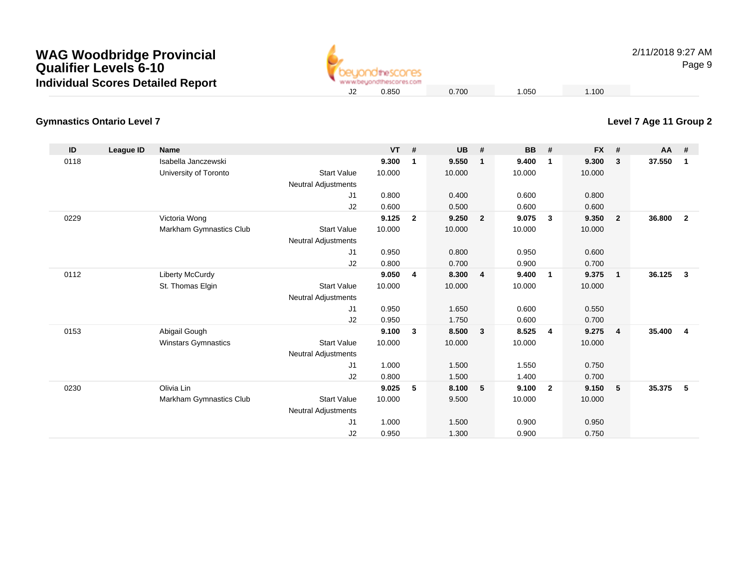# WAG Woodbridge Provincial Qualifier Levels 6-10

## Individual Scores Detailed Report

| | | | | |
|---|---|---|---|---|
| J2 | 0.850 | 0.700 | 1.050 | 1.100 |

### Gymnastics Ontario Level 7

### Level 7 Age 11 Group 2

| ID | League ID | Name | | VT | # | UB | # | BB | # | FX | # | AA | # |
|---|---|---|---|---|---|---|---|---|---|---|---|---|---|
| 0118 | | Isabella Janczewski | | **9.300** | **1** | **9.550** | **1** | **9.400** | **1** | **9.300** | **3** | **37.550** | **1** |
| | | University of Toronto | Start Value | 10.000 | | 10.000 | | 10.000 | | 10.000 | | | |
| | | | Neutral Adjustments | | | | | | | | | | |
| | | | J1 | 0.800 | | 0.400 | | 0.600 | | 0.800 | | | |
| | | | J2 | 0.600 | | 0.500 | | 0.600 | | 0.600 | | | |
| 0229 | | Victoria Wong | | **9.125** | **2** | **9.250** | **2** | **9.075** | **3** | **9.350** | **2** | **36.800** | **2** |
| | | Markham Gymnastics Club | Start Value | 10.000 | | 10.000 | | 10.000 | | 10.000 | | | |
| | | | Neutral Adjustments | | | | | | | | | | |
| | | | J1 | 0.950 | | 0.800 | | 0.950 | | 0.600 | | | |
| | | | J2 | 0.800 | | 0.700 | | 0.900 | | 0.700 | | | |
| 0112 | | Liberty McCurdy | | **9.050** | **4** | **8.300** | **4** | **9.400** | **1** | **9.375** | **1** | **36.125** | **3** |
| | | St. Thomas Elgin | Start Value | 10.000 | | 10.000 | | 10.000 | | 10.000 | | | |
| | | | Neutral Adjustments | | | | | | | | | | |
| | | | J1 | 0.950 | | 1.650 | | 0.600 | | 0.550 | | | |
| | | | J2 | 0.950 | | 1.750 | | 0.600 | | 0.700 | | | |
| 0153 | | Abigail Gough | | **9.100** | **3** | **8.500** | **3** | **8.525** | **4** | **9.275** | **4** | **35.400** | **4** |
| | | Winstars Gymnastics | Start Value | 10.000 | | 10.000 | | 10.000 | | 10.000 | | | |
| | | | Neutral Adjustments | | | | | | | | | | |
| | | | J1 | 1.000 | | 1.500 | | 1.550 | | 0.750 | | | |
| | | | J2 | 0.800 | | 1.500 | | 1.400 | | 0.700 | | | |
| 0230 | | Olivia Lin | | **9.025** | **5** | **8.100** | **5** | **9.100** | **2** | **9.150** | **5** | **35.375** | **5** |
| | | Markham Gymnastics Club | Start Value | 10.000 | | 9.500 | | 10.000 | | 10.000 | | | |
| | | | Neutral Adjustments | | | | | | | | | | |
| | | | J1 | 1.000 | | 1.500 | | 0.900 | | 0.950 | | | |
| | | | J2 | 0.950 | | 1.300 | | 0.900 | | 0.750 | | | |